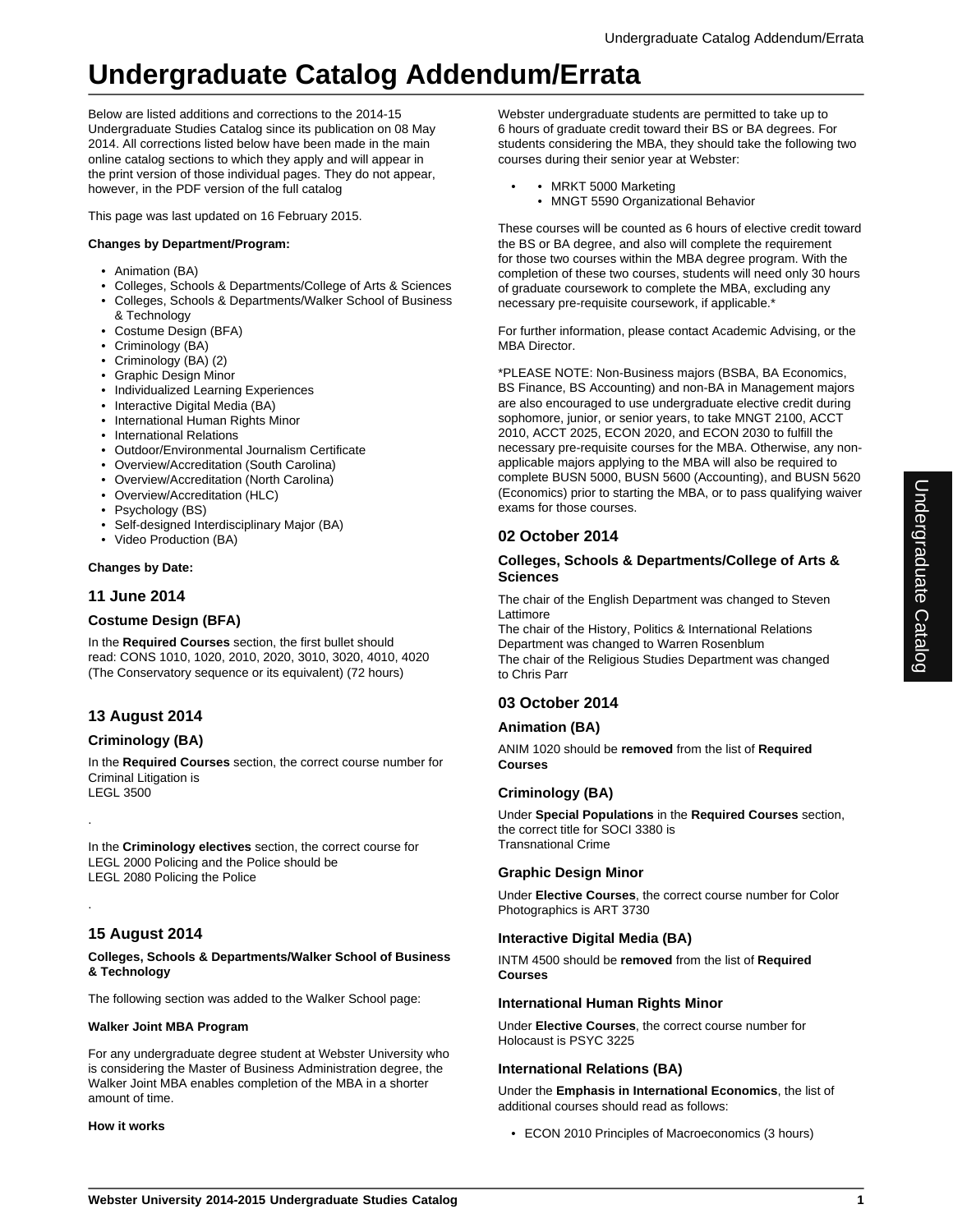# Undergraduate Catalog Addendum/Errata

Below are listed additions and corrections to the 2014-15 Undergraduate Studies Catalog since its publication on 08 May 2014. All corrections listed below have been made in the main online catalog sections to which they apply and will appear in the print version of those individual pages. They do not appear, however, in the PDF version of the full catalog

This page was last updated on 16 February 2015.

**Changes by Department/Program:**

- Animation (BA)
- Colleges, Schools & Departments/College of Arts & Sciences
- Colleges, Schools & Departments/Walker School of Business & Technology
- Costume Design (BFA)
- Criminology (BA)
- Criminology (BA) (2)
- Graphic Design Minor
- Individualized Learning Experiences
- Interactive Digital Media (BA)
- International Human Rights Minor
- International Relations
- Outdoor/Environmental Journalism Certificate
- Overview/Accreditation (South Carolina)
- Overview/Accreditation (North Carolina)
- Overview/Accreditation (HLC)
- Psychology (BS)
- Self-designed Interdisciplinary Major (BA)
- Video Production (BA)

**Changes by Date:**

## 11 June 2014

### Costume Design (BFA)

In the **Required Courses** section, the first bullet should read: CONS 1010, 1020, 2010, 2020, 3010, 3020, 4010, 4020 (The Conservatory sequence or its equivalent) (72 hours)

## 13 August 2014

### Criminology (BA)

In the **Required Courses** section, the correct course number for Criminal Litigation is
LEGL 3500

.

In the **Criminology electives** section, the correct course for LEGL 2000 Policing and the Police should be
LEGL 2080 Policing the Police

.

## 15 August 2014

**Colleges, Schools & Departments/Walker School of Business & Technology**

The following section was added to the Walker School page:

**Walker Joint MBA Program**

For any undergraduate degree student at Webster University who is considering the Master of Business Administration degree, the Walker Joint MBA enables completion of the MBA in a shorter amount of time.

**How it works**

Webster undergraduate students are permitted to take up to 6 hours of graduate credit toward their BS or BA degrees. For students considering the MBA, they should take the following two courses during their senior year at Webster:

- MRKT 5000 Marketing
- MNGT 5590 Organizational Behavior

These courses will be counted as 6 hours of elective credit toward the BS or BA degree, and also will complete the requirement for those two courses within the MBA degree program. With the completion of these two courses, students will need only 30 hours of graduate coursework to complete the MBA, excluding any necessary pre-requisite coursework, if applicable.*

For further information, please contact Academic Advising, or the MBA Director.

*PLEASE NOTE: Non-Business majors (BSBA, BA Economics, BS Finance, BS Accounting) and non-BA in Management majors are also encouraged to use undergraduate elective credit during sophomore, junior, or senior years, to take MNGT 2100, ACCT 2010, ACCT 2025, ECON 2020, and ECON 2030 to fulfill the necessary pre-requisite courses for the MBA. Otherwise, any non-applicable majors applying to the MBA will also be required to complete BUSN 5000, BUSN 5600 (Accounting), and BUSN 5620 (Economics) prior to starting the MBA, or to pass qualifying waiver exams for those courses.

## 02 October 2014

### Colleges, Schools & Departments/College of Arts & Sciences

The chair of the English Department was changed to Steven Lattimore
The chair of the History, Politics & International Relations Department was changed to Warren Rosenblum
The chair of the Religious Studies Department was changed to Chris Parr

## 03 October 2014

### Animation (BA)

ANIM 1020 should be **removed** from the list of **Required Courses**

### Criminology (BA)

Under **Special Populations** in the **Required Courses** section, the correct title for SOCI 3380 is
Transnational Crime

### Graphic Design Minor

Under **Elective Courses**, the correct course number for Color Photographics is ART 3730

### Interactive Digital Media (BA)

INTM 4500 should be **removed** from the list of **Required Courses**

### International Human Rights Minor

Under **Elective Courses**, the correct course number for Holocaust is PSYC 3225

### International Relations (BA)

Under the **Emphasis in International Economics**, the list of additional courses should read as follows:

- ECON 2010 Principles of Macroeconomics (3 hours)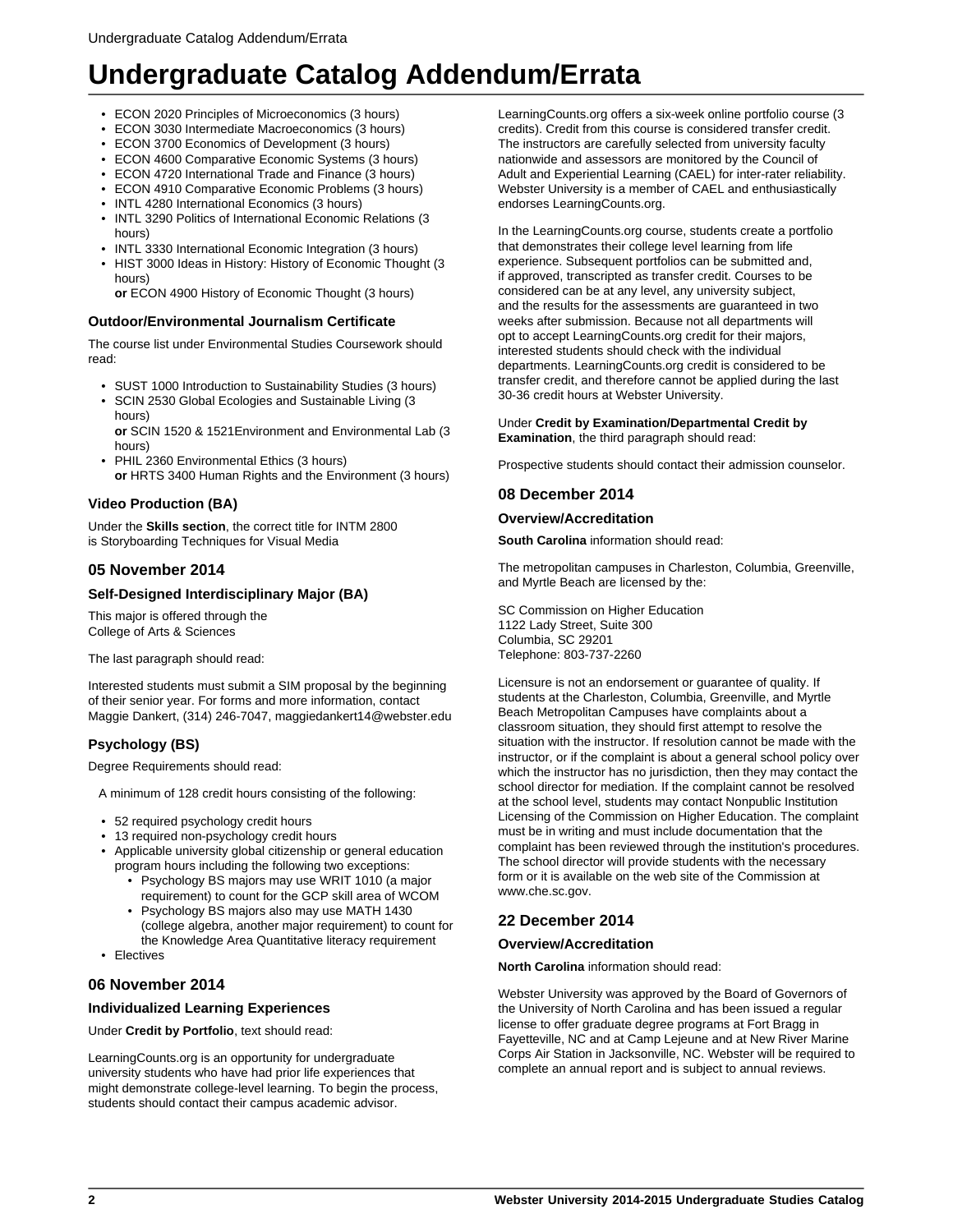- ECON 2020 Principles of Microeconomics (3 hours)
- ECON 3030 Intermediate Macroeconomics (3 hours)
- ECON 3700 Economics of Development (3 hours)
- ECON 4600 Comparative Economic Systems (3 hours)
- ECON 4720 International Trade and Finance (3 hours)
- ECON 4910 Comparative Economic Problems (3 hours)
- INTL 4280 International Economics (3 hours)
- INTL 3290 Politics of International Economic Relations (3 hours)
- INTL 3330 International Economic Integration (3 hours)
- HIST 3000 Ideas in History: History of Economic Thought (3 hours)
  **or** ECON 4900 History of Economic Thought (3 hours)

### Outdoor/Environmental Journalism Certificate

The course list under Environmental Studies Coursework should read:

- SUST 1000 Introduction to Sustainability Studies (3 hours)
- SCIN 2530 Global Ecologies and Sustainable Living (3 hours)
  **or** SCIN 1520 & 1521Environment and Environmental Lab (3 hours)
- PHIL 2360 Environmental Ethics (3 hours)
  **or** HRTS 3400 Human Rights and the Environment (3 hours)

### Video Production (BA)

Under the **Skills section**, the correct title for INTM 2800 is Storyboarding Techniques for Visual Media

## 05 November 2014

### Self-Designed Interdisciplinary Major (BA)

This major is offered through the College of Arts & Sciences

The last paragraph should read:

Interested students must submit a SIM proposal by the beginning of their senior year. For forms and more information, contact Maggie Dankert, (314) 246-7047, maggiedankert14@webster.edu

### Psychology (BS)

Degree Requirements should read:

A minimum of 128 credit hours consisting of the following:

- 52 required psychology credit hours
- 13 required non-psychology credit hours
- Applicable university global citizenship or general education program hours including the following two exceptions:
  - Psychology BS majors may use WRIT 1010 (a major requirement) to count for the GCP skill area of WCOM
  - Psychology BS majors also may use MATH 1430 (college algebra, another major requirement) to count for the Knowledge Area Quantitative literacy requirement
- Electives

## 06 November 2014

### Individualized Learning Experiences

Under **Credit by Portfolio**, text should read:

LearningCounts.org is an opportunity for undergraduate university students who have had prior life experiences that might demonstrate college-level learning. To begin the process, students should contact their campus academic advisor.

LearningCounts.org offers a six-week online portfolio course (3 credits). Credit from this course is considered transfer credit. The instructors are carefully selected from university faculty nationwide and assessors are monitored by the Council of Adult and Experiential Learning (CAEL) for inter-rater reliability. Webster University is a member of CAEL and enthusiastically endorses LearningCounts.org.

In the LearningCounts.org course, students create a portfolio that demonstrates their college level learning from life experience. Subsequent portfolios can be submitted and, if approved, transcripted as transfer credit. Courses to be considered can be at any level, any university subject, and the results for the assessments are guaranteed in two weeks after submission. Because not all departments will opt to accept LearningCounts.org credit for their majors, interested students should check with the individual departments. LearningCounts.org credit is considered to be transfer credit, and therefore cannot be applied during the last 30-36 credit hours at Webster University.

Under **Credit by Examination/Departmental Credit by Examination**, the third paragraph should read:

Prospective students should contact their admission counselor.

## 08 December 2014

### Overview/Accreditation

**South Carolina** information should read:

The metropolitan campuses in Charleston, Columbia, Greenville, and Myrtle Beach are licensed by the:

SC Commission on Higher Education
1122 Lady Street, Suite 300
Columbia, SC 29201
Telephone: 803-737-2260

Licensure is not an endorsement or guarantee of quality. If students at the Charleston, Columbia, Greenville, and Myrtle Beach Metropolitan Campuses have complaints about a classroom situation, they should first attempt to resolve the situation with the instructor. If resolution cannot be made with the instructor, or if the complaint is about a general school policy over which the instructor has no jurisdiction, then they may contact the school director for mediation. If the complaint cannot be resolved at the school level, students may contact Nonpublic Institution Licensing of the Commission on Higher Education. The complaint must be in writing and must include documentation that the complaint has been reviewed through the institution's procedures. The school director will provide students with the necessary form or it is available on the web site of the Commission at www.che.sc.gov.

## 22 December 2014

### Overview/Accreditation

**North Carolina** information should read:

Webster University was approved by the Board of Governors of the University of North Carolina and has been issued a regular license to offer graduate degree programs at Fort Bragg in Fayetteville, NC and at Camp Lejeune and at New River Marine Corps Air Station in Jacksonville, NC. Webster will be required to complete an annual report and is subject to annual reviews.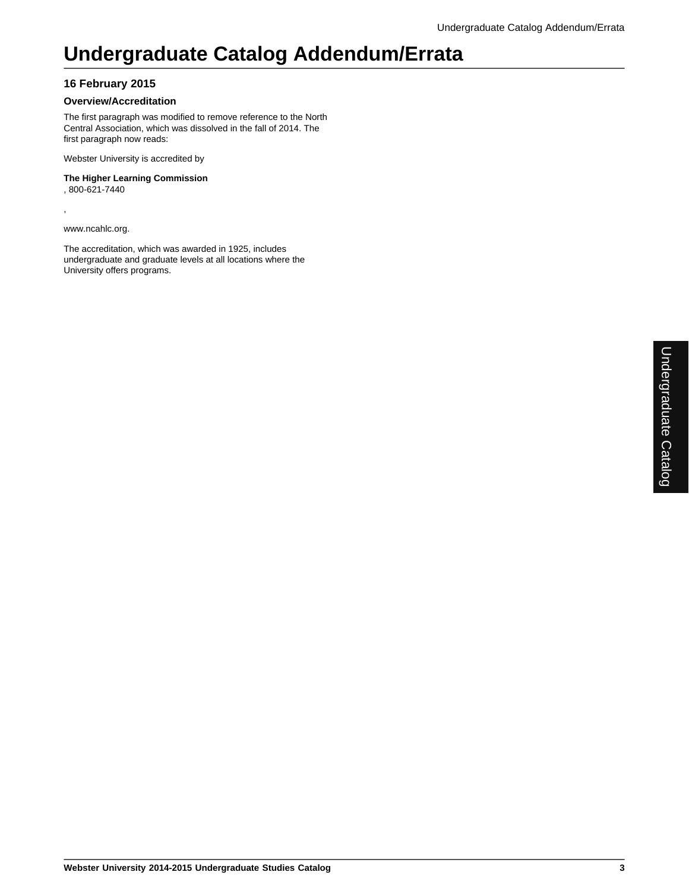# Undergraduate Catalog Addendum/Errata

### 16 February 2015

#### Overview/Accreditation

The first paragraph was modified to remove reference to the North Central Association, which was dissolved in the fall of 2014. The first paragraph now reads:

Webster University is accredited by

**The Higher Learning Commission**
, 800-621-7440

,

www.ncahlc.org.

The accreditation, which was awarded in 1925, includes undergraduate and graduate levels at all locations where the University offers programs.